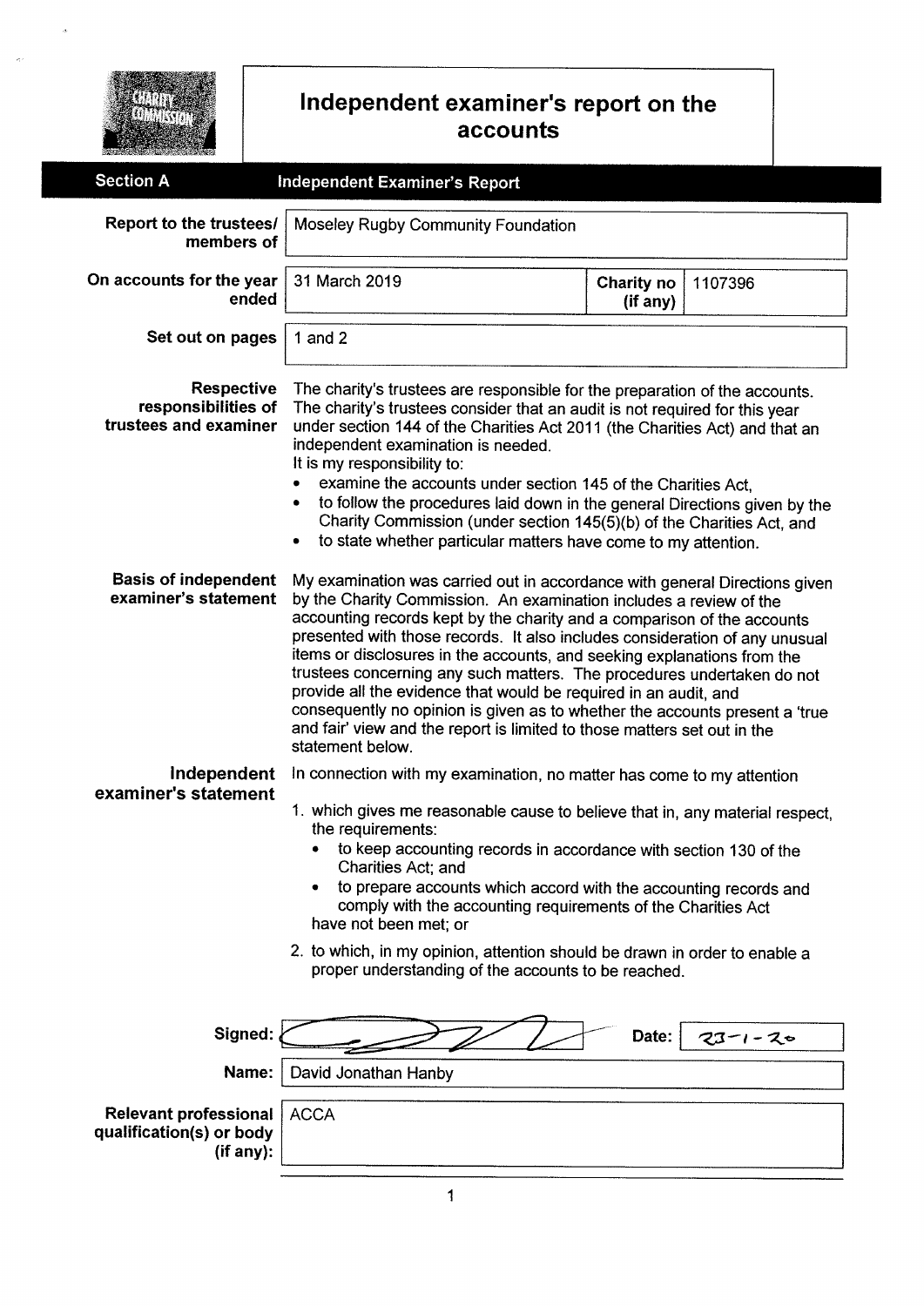# Independent examiner's report on the accounts

## Section A Independent Examiner's Report

| | | | |
|---|---|---|---|
| **Report to the trustees/ members of** | Moseley Rugby Community Foundation | | |
| **On accounts for the year ended** | 31 March 2019 | **Charity no (if any)** | 1107396 |
| **Set out on pages** | 1 and 2 | | |

**Respective responsibilities of trustees and examiner**

The charity's trustees are responsible for the preparation of the accounts. The charity's trustees consider that an audit is not required for this year under section 144 of the Charities Act 2011 (the Charities Act) and that an independent examination is needed.

It is my responsibility to:

- examine the accounts under section 145 of the Charities Act,
- to follow the procedures laid down in the general Directions given by the Charity Commission (under section 145(5)(b) of the Charities Act, and
- to state whether particular matters have come to my attention.

**Basis of independent examiner's statement**

My examination was carried out in accordance with general Directions given by the Charity Commission. An examination includes a review of the accounting records kept by the charity and a comparison of the accounts presented with those records. It also includes consideration of any unusual items or disclosures in the accounts, and seeking explanations from the trustees concerning any such matters. The procedures undertaken do not provide all the evidence that would be required in an audit, and consequently no opinion is given as to whether the accounts present a 'true and fair' view and the report is limited to those matters set out in the statement below.

**Independent examiner's statement**

In connection with my examination, no matter has come to my attention

1. which gives me reasonable cause to believe that in, any material respect, the requirements:
   - to keep accounting records in accordance with section 130 of the Charities Act; and
   - to prepare accounts which accord with the accounting records and comply with the accounting requirements of the Charities Act

   have not been met; or
2. to which, in my opinion, attention should be drawn in order to enable a proper understanding of the accounts to be reached.

| | | | |
|---|---|---|---|
| **Signed:** | *(signature)* | **Date:** | 23-1-20 |
| **Name:** | David Jonathan Hanby | | |
| **Relevant professional qualification(s) or body (if any):** | ACCA | | |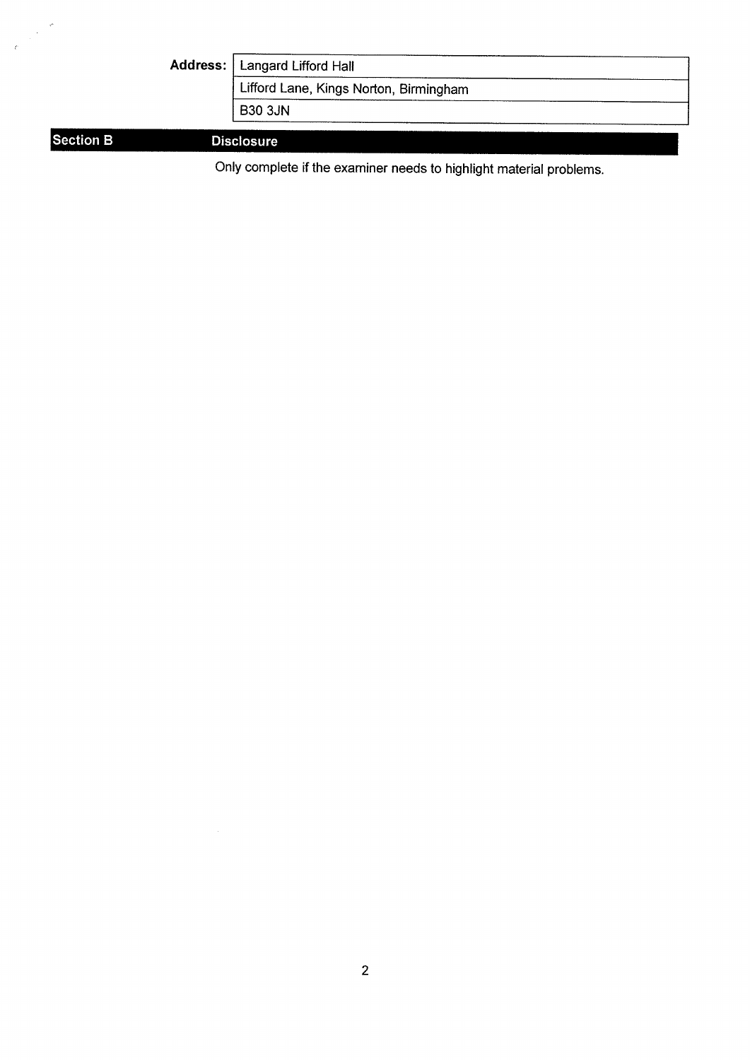| **Address:** | Langard Lifford Hall |
| --- | --- |
| | Lifford Lane, Kings Norton, Birmingham |
| | B30 3JN |

## Section B — Disclosure

Only complete if the examiner needs to highlight material problems.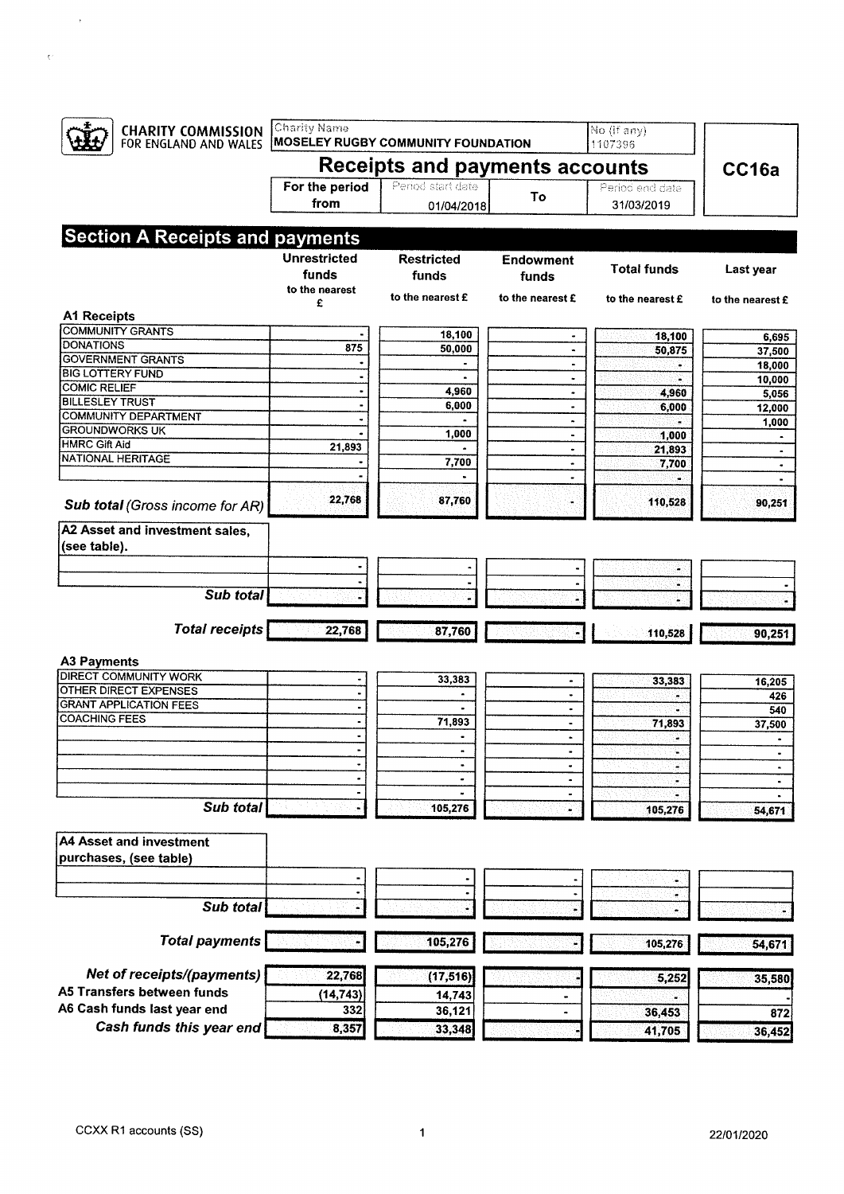CHARITY COMMISSION FOR ENGLAND AND WALES

| Charity Name | No (if any) |
|---|---|
| MOSELEY RUGBY COMMUNITY FOUNDATION | 1107396 |

# Receipts and payments accounts

**CC16a**

| For the period from | Period start date | To | Period end date |
|---|---|---|---|
| | 01/04/2018 | | 31/03/2019 |

## Section A Receipts and payments

| | Unrestricted funds to the nearest £ | Restricted funds to the nearest £ | Endowment funds to the nearest £ | Total funds to the nearest £ | Last year to the nearest £ |
|---|---|---|---|---|---|
| **A1 Receipts** | | | | | |
| COMMUNITY GRANTS | - | 18,100 | - | 18,100 | 6,695 |
| DONATIONS | 875 | 50,000 | - | 50,875 | 37,500 |
| GOVERNMENT GRANTS | - | - | - | - | 18,000 |
| BIG LOTTERY FUND | - | - | - | - | 10,000 |
| COMIC RELIEF | - | 4,960 | - | 4,960 | 5,056 |
| BILLESLEY TRUST | - | 6,000 | - | 6,000 | 12,000 |
| COMMUNITY DEPARTMENT | - | - | - | - | 1,000 |
| GROUNDWORKS UK | - | 1,000 | - | 1,000 | - |
| HMRC Gift Aid | 21,893 | - | - | 21,893 | - |
| NATIONAL HERITAGE | - | 7,700 | - | 7,700 | - |
| | - | - | - | - | - |
| *Sub total (Gross income for AR)* | 22,768 | 87,760 | - | 110,528 | 90,251 |
| **A2 Asset and investment sales, (see table).** | | | | | |
| | - | - | - | - | |
| | - | - | - | - | - |
| *Sub total* | - | - | - | - | - |
| ***Total receipts*** | 22,768 | 87,760 | - | 110,528 | 90,251 |
| **A3 Payments** | | | | | |
| DIRECT COMMUNITY WORK | - | 33,383 | - | 33,383 | 16,205 |
| OTHER DIRECT EXPENSES | - | - | - | - | 426 |
| GRANT APPLICATION FEES | - | - | - | - | 540 |
| COACHING FEES | - | 71,893 | - | 71,893 | 37,500 |
| | - | - | - | - | - |
| | - | - | - | - | - |
| | - | - | - | - | - |
| | - | - | - | - | - |
| | - | - | - | - | - |
| *Sub total* | - | 105,276 | - | 105,276 | 54,671 |
| **A4 Asset and investment purchases, (see table)** | | | | | |
| | - | - | - | - | |
| | - | - | - | - | |
| *Sub total* | - | - | - | - | - |
| ***Total payments*** | - | 105,276 | - | 105,276 | 54,671 |
| ***Net of receipts/(payments)*** | 22,768 | (17,516) | - | 5,252 | 35,580 |
| A5 Transfers between funds | (14,743) | 14,743 | - | - | - |
| A6 Cash funds last year end | 332 | 36,121 | - | 36,453 | 872 |
| ***Cash funds this year end*** | 8,357 | 33,348 | - | 41,705 | 36,452 |

CCXX R1 accounts (SS) 22/01/2020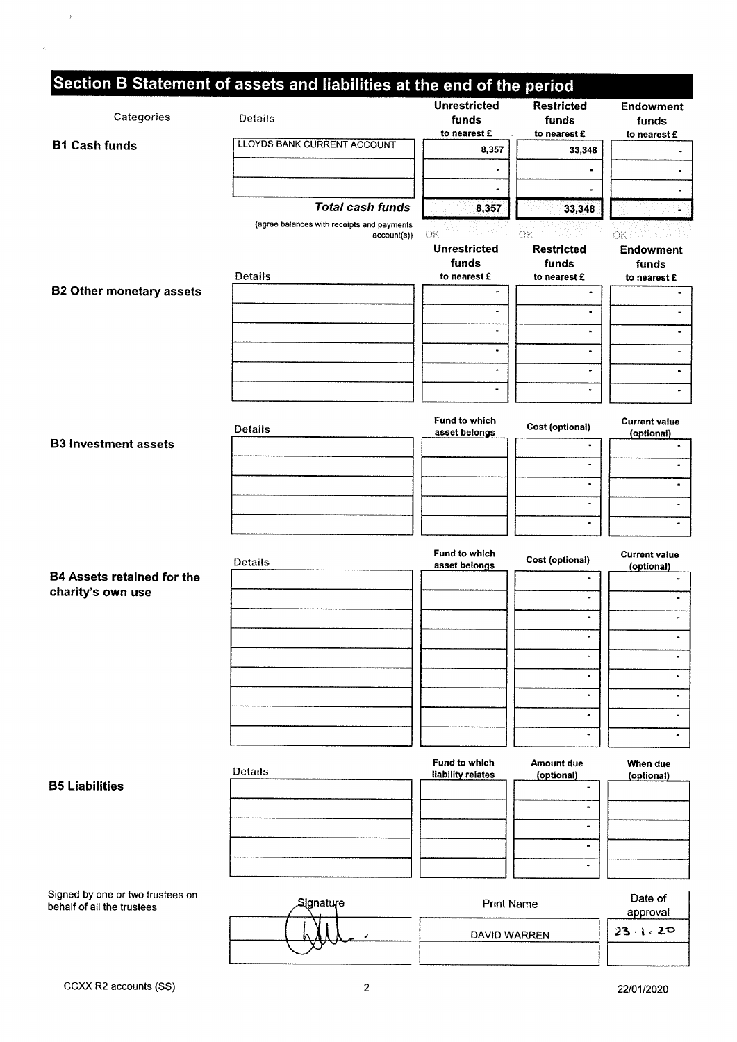## Section B Statement of assets and liabilities at the end of the period

### B1 Cash funds

| Categories | Details | Unrestricted funds to nearest £ | Restricted funds to nearest £ | Endowment funds to nearest £ |
|---|---|---|---|---|
| B1 Cash funds | LLOYDS BANK CURRENT ACCOUNT | 8,357 | 33,348 | - |
| | | - | - | - |
| | | - | - | - |
| | ***Total cash funds*** | **8,357** | **33,348** | **-** |
| | (agree balances with receipts and payments account(s)) | OK | OK | OK |

### B2 Other monetary assets

| Details | Unrestricted funds to nearest £ | Restricted funds to nearest £ | Endowment funds to nearest £ |
|---|---|---|---|
| | - | - | - |
| | - | - | - |
| | - | - | - |
| | - | - | - |
| | - | - | - |
| | - | - | - |

### B3 Investment assets

| Details | Fund to which asset belongs | Cost (optional) | Current value (optional) |
|---|---|---|---|
| | | - | - |
| | | - | - |
| | | - | - |
| | | - | - |
| | | - | - |

### B4 Assets retained for the charity's own use

| Details | Fund to which asset belongs | Cost (optional) | Current value (optional) |
|---|---|---|---|
| | | - | - |
| | | - | - |
| | | - | - |
| | | - | - |
| | | - | - |
| | | - | - |
| | | - | - |
| | | - | - |
| | | - | - |

### B5 Liabilities

| Details | Fund to which liability relates | Amount due (optional) | When due (optional) |
|---|---|---|---|
| | | - | |
| | | - | |
| | | - | |
| | | - | |
| | | - | |

Signed by one or two trustees on behalf of all the trustees

| Signature | Print Name | Date of approval |
|---|---|---|
| (signed) | DAVID WARREN | 23 . 1 . 20 |
| | | |

CCXX R2 accounts (SS) 22/01/2020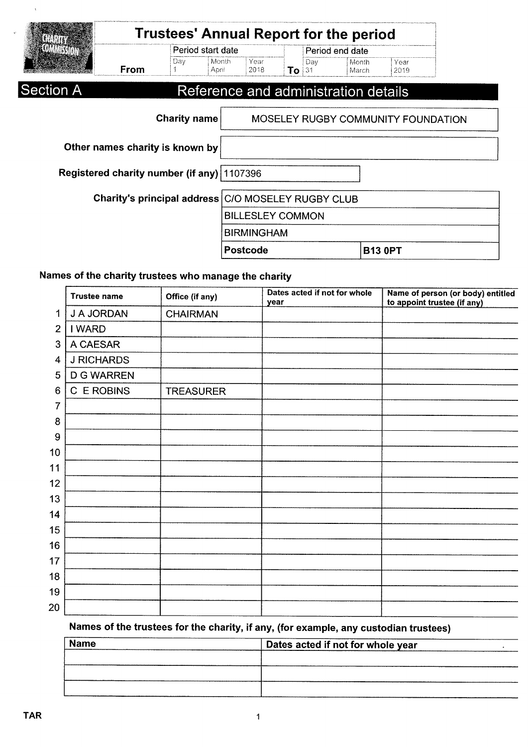# Trustees' Annual Report for the period

| | Period start date | | | | Period end date | | |
|---|---|---|---|---|---|---|---|
| | Day | Month | Year | | Day | Month | Year |
| **From** | 1 | April | 2018 | **To** | 31 | March | 2019 |

## Section A — Reference and administration details

| | |
|---|---|
| **Charity name** | MOSELEY RUGBY COMMUNITY FOUNDATION |
| **Other names charity is known by** | |
| **Registered charity number (if any)** | 1107396 |
| **Charity's principal address** | C/O MOSELEY RUGBY CLUB |
| | BILLESLEY COMMON |
| | BIRMINGHAM |
| **Postcode** | **B13 0PT** |

**Names of the charity trustees who manage the charity**

| | Trustee name | Office (if any) | Dates acted if not for whole year | Name of person (or body) entitled to appoint trustee (if any) |
|---|---|---|---|---|
| 1 | J A JORDAN | CHAIRMAN | | |
| 2 | I WARD | | | |
| 3 | A CAESAR | | | |
| 4 | J RICHARDS | | | |
| 5 | D G WARREN | | | |
| 6 | C E ROBINS | TREASURER | | |
| 7 | | | | |
| 8 | | | | |
| 9 | | | | |
| 10 | | | | |
| 11 | | | | |
| 12 | | | | |
| 13 | | | | |
| 14 | | | | |
| 15 | | | | |
| 16 | | | | |
| 17 | | | | |
| 18 | | | | |
| 19 | | | | |
| 20 | | | | |

**Names of the trustees for the charity, if any, (for example, any custodian trustees)**

| Name | Dates acted if not for whole year |
|---|---|
| | |
| | |
| | |

TAR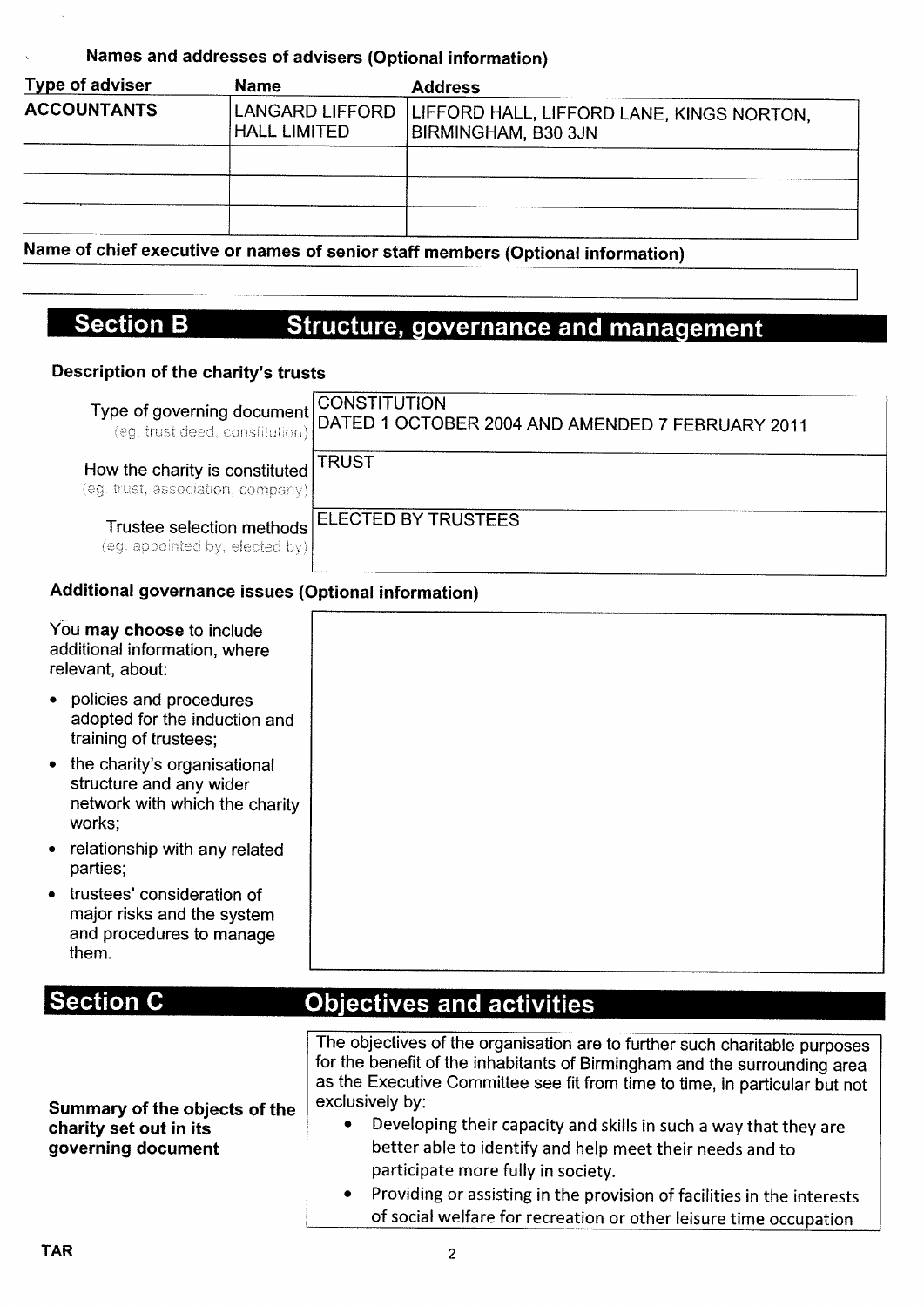**Names and addresses of advisers (Optional information)**

| Type of adviser | Name | Address |
|---|---|---|
| ACCOUNTANTS | LANGARD LIFFORD HALL LIMITED | LIFFORD HALL, LIFFORD LANE, KINGS NORTON, BIRMINGHAM, B30 3JN |
| | | |
| | | |
| | | |

**Name of chief executive or names of senior staff members (Optional information)**

## Section B Structure, governance and management

**Description of the charity's trusts**

| | |
|---|---|
| Type of governing document (eg. trust deed, constitution) | CONSTITUTION DATED 1 OCTOBER 2004 AND AMENDED 7 FEBRUARY 2011 |
| How the charity is constituted (eg. trust, association, company) | TRUST |
| Trustee selection methods (eg. appointed by, elected by) | ELECTED BY TRUSTEES |

**Additional governance issues (Optional information)**

You **may choose** to include additional information, where relevant, about:

- policies and procedures adopted for the induction and training of trustees;
- the charity's organisational structure and any wider network with which the charity works;
- relationship with any related parties;
- trustees' consideration of major risks and the system and procedures to manage them.

## Section C Objectives and activities

**Summary of the objects of the charity set out in its governing document**

The objectives of the organisation are to further such charitable purposes for the benefit of the inhabitants of Birmingham and the surrounding area as the Executive Committee see fit from time to time, in particular but not exclusively by:

- Developing their capacity and skills in such a way that they are better able to identify and help meet their needs and to participate more fully in society.
- Providing or assisting in the provision of facilities in the interests of social welfare for recreation or other leisure time occupation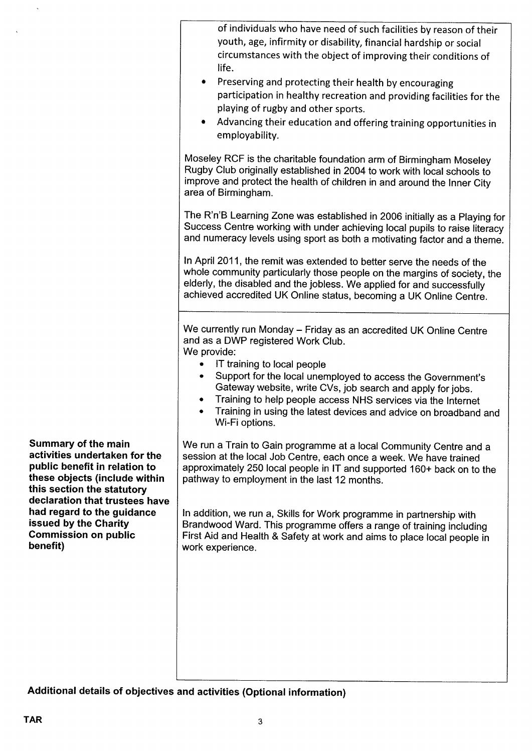| | |
|---|---|
| | of individuals who have need of such facilities by reason of their youth, age, infirmity or disability, financial hardship or social circumstances with the object of improving their conditions of life.<br>• Preserving and protecting their health by encouraging participation in healthy recreation and providing facilities for the playing of rugby and other sports.<br>• Advancing their education and offering training opportunities in employability.<br><br>Moseley RCF is the charitable foundation arm of Birmingham Moseley Rugby Club originally established in 2004 to work with local schools to improve and protect the health of children in and around the Inner City area of Birmingham.<br><br>The R'n'B Learning Zone was established in 2006 initially as a Playing for Success Centre working with under achieving local pupils to raise literacy and numeracy levels using sport as both a motivating factor and a theme.<br><br>In April 2011, the remit was extended to better serve the needs of the whole community particularly those people on the margins of society, the elderly, the disabled and the jobless. We applied for and successfully achieved accredited UK Online status, becoming a UK Online Centre. |
| **Summary of the main activities undertaken for the public benefit in relation to these objects (include within this section the statutory declaration that trustees have had regard to the guidance issued by the Charity Commission on public benefit)** | We currently run Monday – Friday as an accredited UK Online Centre and as a DWP registered Work Club.<br>We provide:<br>• IT training to local people<br>• Support for the local unemployed to access the Government's Gateway website, write CVs, job search and apply for jobs.<br>• Training to help people access NHS services via the Internet<br>• Training in using the latest devices and advice on broadband and Wi-Fi options.<br><br>We run a Train to Gain programme at a local Community Centre and a session at the local Job Centre, each once a week. We have trained approximately 250 local people in IT and supported 160+ back on to the pathway to employment in the last 12 months.<br><br>In addition, we run a, Skills for Work programme in partnership with Brandwood Ward. This programme offers a range of training including First Aid and Health & Safety at work and aims to place local people in work experience. |

**Additional details of objectives and activities (Optional information)**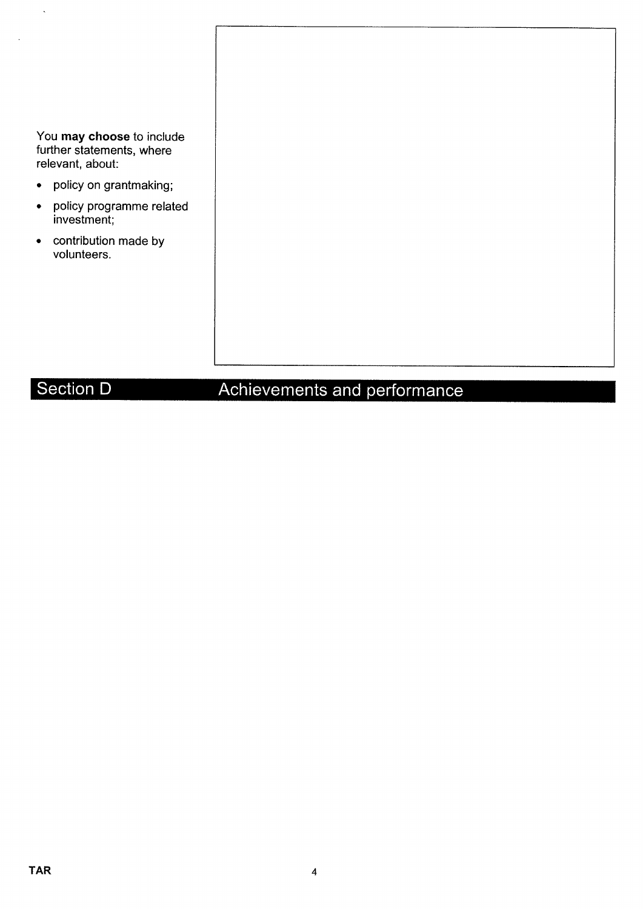You **may choose** to include further statements, where relevant, about:

- policy on grantmaking;
- policy programme related investment;
- contribution made by volunteers.

## Section D Achievements and performance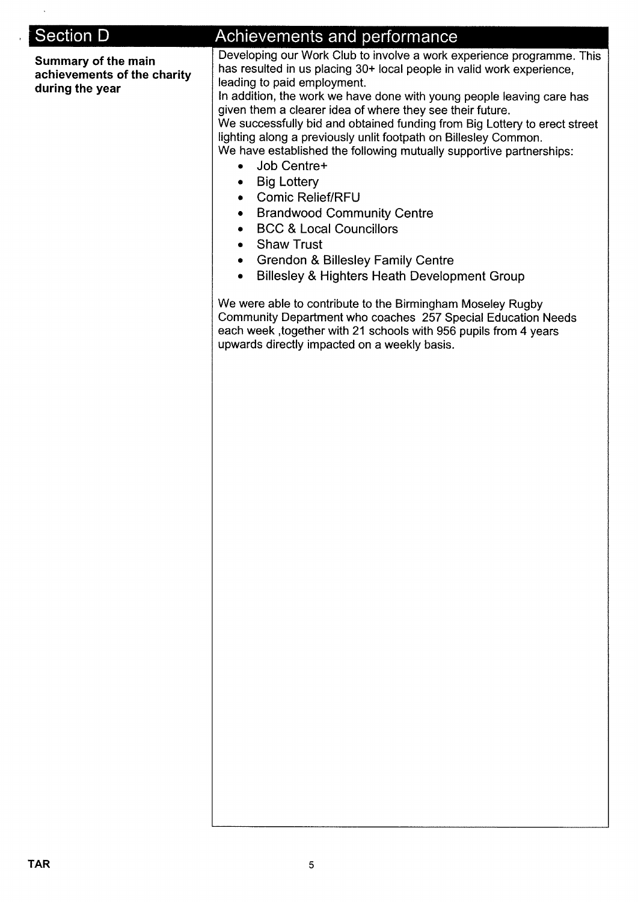## Section D — Achievements and performance

**Summary of the main achievements of the charity during the year**

Developing our Work Club to involve a work experience programme. This has resulted in us placing 30+ local people in valid work experience, leading to paid employment.
In addition, the work we have done with young people leaving care has given them a clearer idea of where they see their future.
We successfully bid and obtained funding from Big Lottery to erect street lighting along a previously unlit footpath on Billesley Common.
We have established the following mutually supportive partnerships:

- Job Centre+
- Big Lottery
- Comic Relief/RFU
- Brandwood Community Centre
- BCC & Local Councillors
- Shaw Trust
- Grendon & Billesley Family Centre
- Billesley & Highters Heath Development Group

We were able to contribute to the Birmingham Moseley Rugby Community Department who coaches 257 Special Education Needs each week ,together with 21 schools with 956 pupils from 4 years upwards directly impacted on a weekly basis.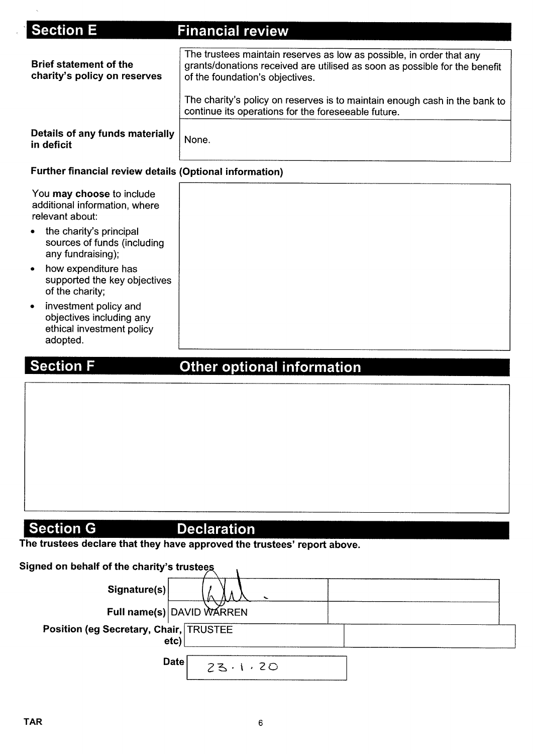## Section E Financial review

| | |
|---|---|
| **Brief statement of the charity's policy on reserves** | The trustees maintain reserves as low as possible, in order that any grants/donations received are utilised as soon as possible for the benefit of the foundation's objectives.<br><br>The charity's policy on reserves is to maintain enough cash in the bank to continue its operations for the foreseeable future. |
| **Details of any funds materially in deficit** | None. |

**Further financial review details (Optional information)**

You **may choose** to include additional information, where relevant about:

- the charity's principal sources of funds (including any fundraising);
- how expenditure has supported the key objectives of the charity;
- investment policy and objectives including any ethical investment policy adopted.

## Section F Other optional information

## Section G Declaration

**The trustees declare that they have approved the trustees' report above.**

**Signed on behalf of the charity's trustees**

| | | |
|---|---|---|
| **Signature(s)** | [signature] | |
| **Full name(s)** | DAVID WARREN | |
| **Position (eg Secretary, Chair, etc)** | TRUSTEE | |
| **Date** | 23 · 1 · 20 | |